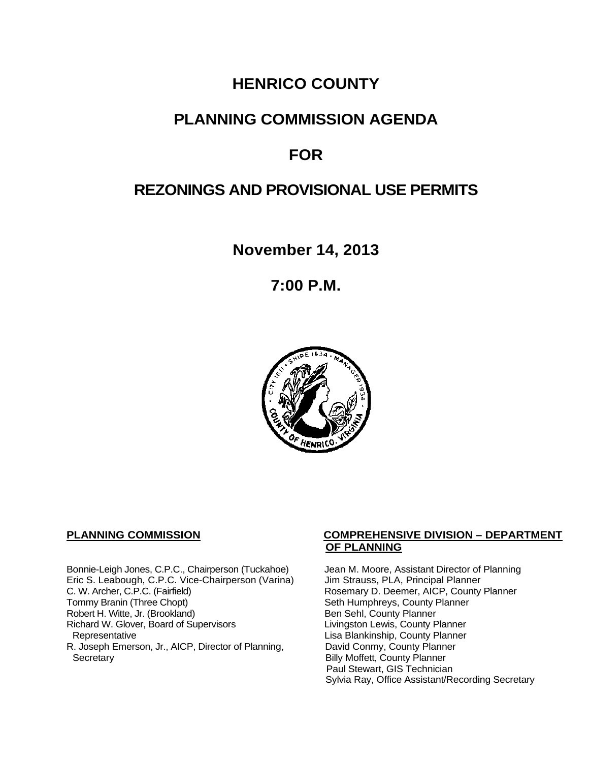# HENRICO COUNTY

# PLANNING COMMISSION AGENDA

# FOR

# REZONINGS AND PROVISIONAL USE PERMITS

**November 14, 2013**

**7:00 P.M.**

**PLANNING COMMISSION**

Bonnie-Leigh Jones, C.P.C., Chairperson (Tuckahoe)
Eric S. Leabough, C.P.C. Vice-Chairperson (Varina)
C. W. Archer, C.P.C. (Fairfield)
Tommy Branin (Three Chopt)
Robert H. Witte, Jr. (Brookland)
Richard W. Glover, Board of Supervisors Representative
R. Joseph Emerson, Jr., AICP, Director of Planning, Secretary

**COMPREHENSIVE DIVISION – DEPARTMENT OF PLANNING**

Jean M. Moore, Assistant Director of Planning
Jim Strauss, PLA, Principal Planner
Rosemary D. Deemer, AICP, County Planner
Seth Humphreys, County Planner
Ben Sehl, County Planner
Livingston Lewis, County Planner
Lisa Blankinship, County Planner
David Conmy, County Planner
Billy Moffett, County Planner
Paul Stewart, GIS Technician
Sylvia Ray, Office Assistant/Recording Secretary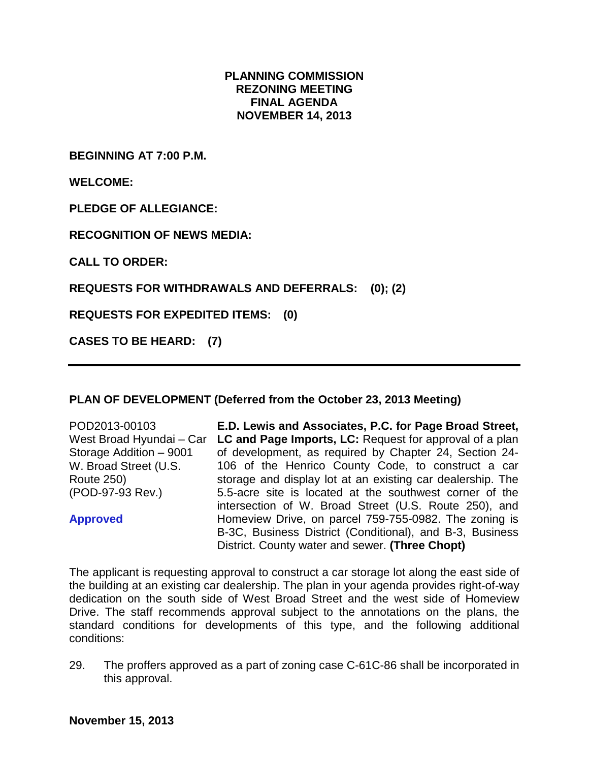# PLANNING COMMISSION
# REZONING MEETING
# FINAL AGENDA
# NOVEMBER 14, 2013

**BEGINNING AT 7:00 P.M.**

**WELCOME:**

**PLEDGE OF ALLEGIANCE:**

**RECOGNITION OF NEWS MEDIA:**

**CALL TO ORDER:**

**REQUESTS FOR WITHDRAWALS AND DEFERRALS: (0); (2)**

**REQUESTS FOR EXPEDITED ITEMS: (0)**

**CASES TO BE HEARD: (7)**

---

**PLAN OF DEVELOPMENT (Deferred from the October 23, 2013 Meeting)**

POD2013-00103
West Broad Hyundai – Car Storage Addition – 9001 W. Broad Street (U.S. Route 250)
(POD-97-93 Rev.)

**Approved**

**E.D. Lewis and Associates, P.C. for Page Broad Street, LC and Page Imports, LC:** Request for approval of a plan of development, as required by Chapter 24, Section 24-106 of the Henrico County Code, to construct a car storage and display lot at an existing car dealership. The 5.5-acre site is located at the southwest corner of the intersection of W. Broad Street (U.S. Route 250), and Homeview Drive, on parcel 759-755-0982. The zoning is B-3C, Business District (Conditional), and B-3, Business District. County water and sewer. **(Three Chopt)**

The applicant is requesting approval to construct a car storage lot along the east side of the building at an existing car dealership. The plan in your agenda provides right-of-way dedication on the south side of West Broad Street and the west side of Homeview Drive. The staff recommends approval subject to the annotations on the plans, the standard conditions for developments of this type, and the following additional conditions:

29. The proffers approved as a part of zoning case C-61C-86 shall be incorporated in this approval.

**November 15, 2013**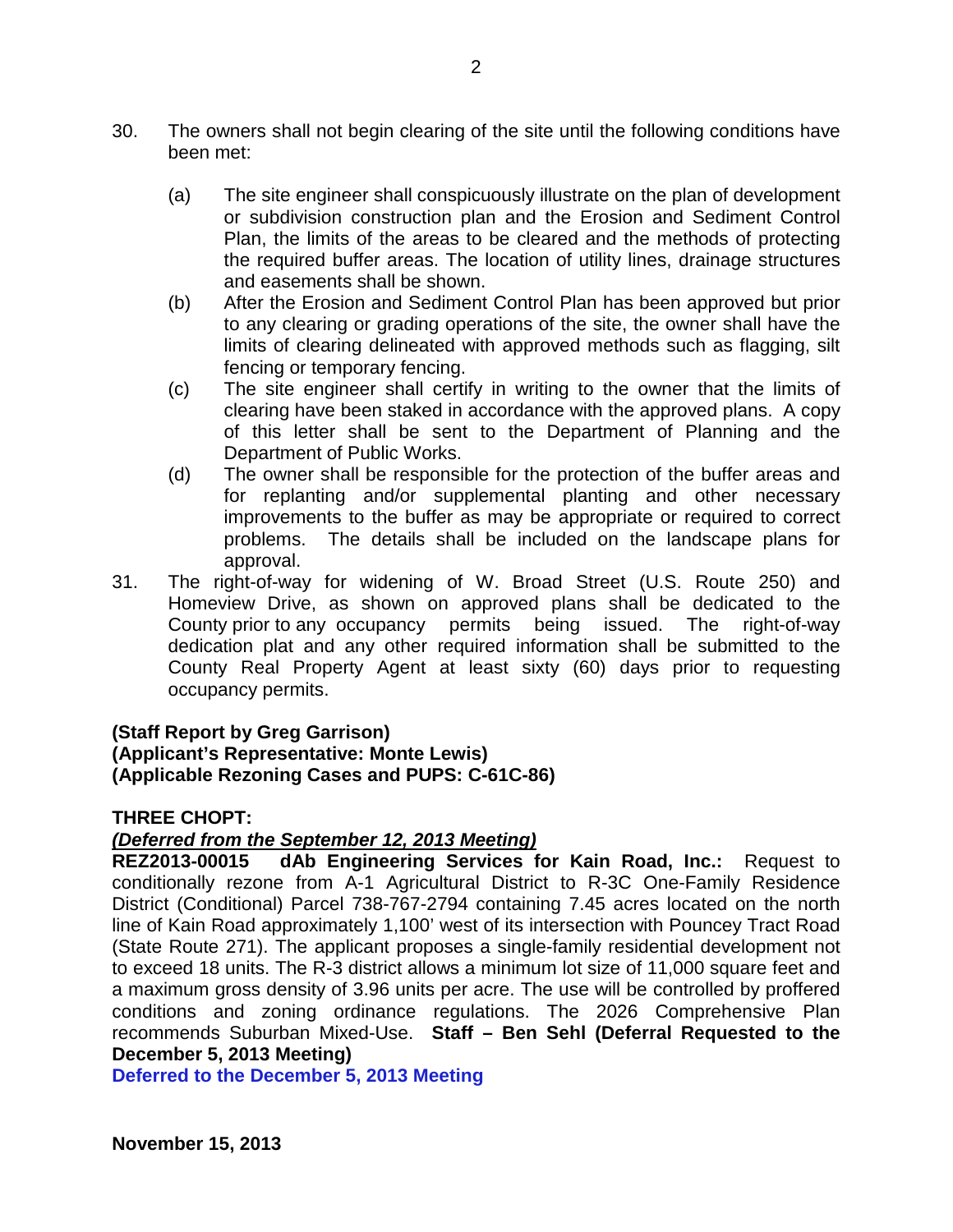30. The owners shall not begin clearing of the site until the following conditions have been met:

    (a) The site engineer shall conspicuously illustrate on the plan of development or subdivision construction plan and the Erosion and Sediment Control Plan, the limits of the areas to be cleared and the methods of protecting the required buffer areas. The location of utility lines, drainage structures and easements shall be shown.
    (b) After the Erosion and Sediment Control Plan has been approved but prior to any clearing or grading operations of the site, the owner shall have the limits of clearing delineated with approved methods such as flagging, silt fencing or temporary fencing.
    (c) The site engineer shall certify in writing to the owner that the limits of clearing have been staked in accordance with the approved plans. A copy of this letter shall be sent to the Department of Planning and the Department of Public Works.
    (d) The owner shall be responsible for the protection of the buffer areas and for replanting and/or supplemental planting and other necessary improvements to the buffer as may be appropriate or required to correct problems. The details shall be included on the landscape plans for approval.

31. The right-of-way for widening of W. Broad Street (U.S. Route 250) and Homeview Drive, as shown on approved plans shall be dedicated to the County prior to any occupancy permits being issued. The right-of-way dedication plat and any other required information shall be submitted to the County Real Property Agent at least sixty (60) days prior to requesting occupancy permits.

**(Staff Report by Greg Garrison)**
**(Applicant's Representative: Monte Lewis)**
**(Applicable Rezoning Cases and PUPS: C-61C-86)**

**THREE CHOPT:**
***(Deferred from the September 12, 2013 Meeting)***
**REZ2013-00015 dAb Engineering Services for Kain Road, Inc.:** Request to conditionally rezone from A-1 Agricultural District to R-3C One-Family Residence District (Conditional) Parcel 738-767-2794 containing 7.45 acres located on the north line of Kain Road approximately 1,100' west of its intersection with Pouncey Tract Road (State Route 271). The applicant proposes a single-family residential development not to exceed 18 units. The R-3 district allows a minimum lot size of 11,000 square feet and a maximum gross density of 3.96 units per acre. The use will be controlled by proffered conditions and zoning ordinance regulations. The 2026 Comprehensive Plan recommends Suburban Mixed-Use. **Staff – Ben Sehl (Deferral Requested to the December 5, 2013 Meeting)**
**Deferred to the December 5, 2013 Meeting**

**November 15, 2013**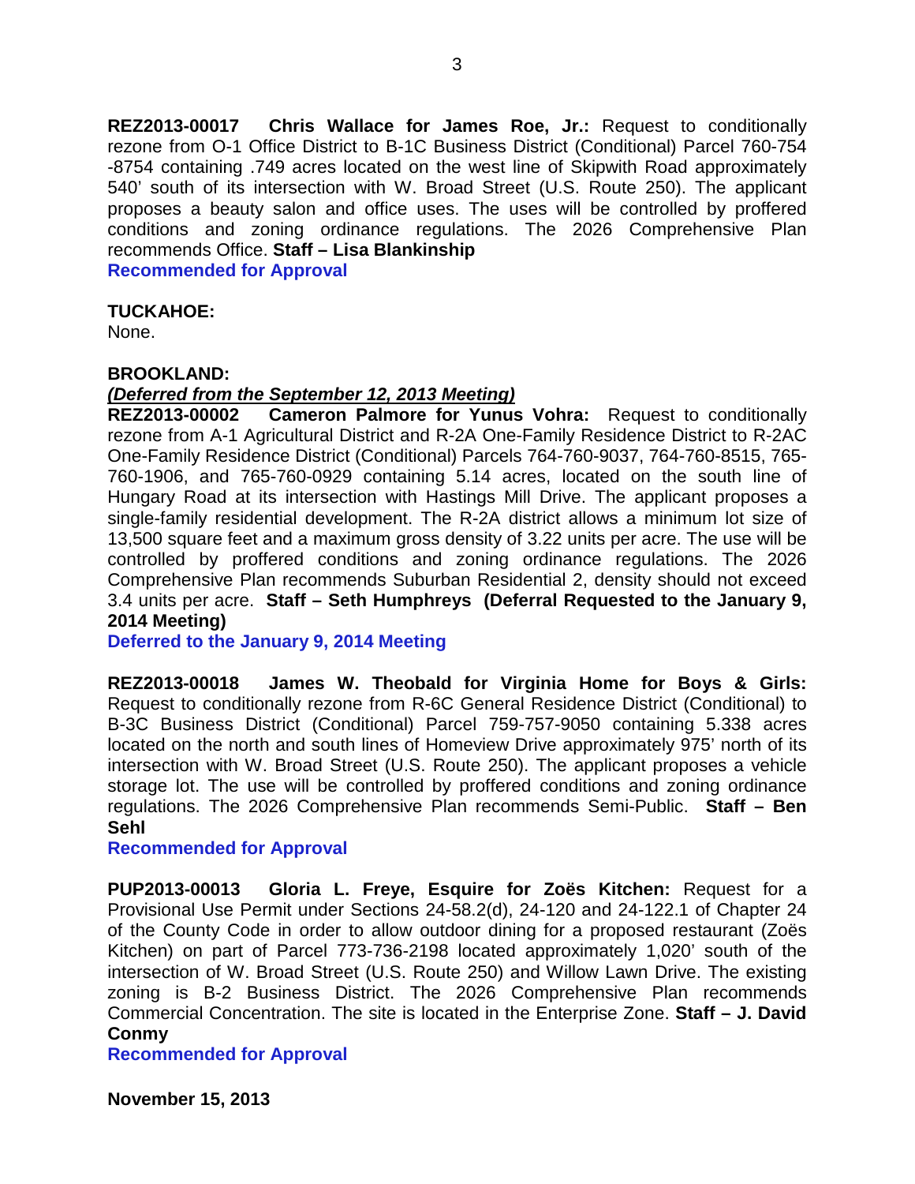**REZ2013-00017 Chris Wallace for James Roe, Jr.:** Request to conditionally rezone from O-1 Office District to B-1C Business District (Conditional) Parcel 760-754-8754 containing .749 acres located on the west line of Skipwith Road approximately 540' south of its intersection with W. Broad Street (U.S. Route 250). The applicant proposes a beauty salon and office uses. The uses will be controlled by proffered conditions and zoning ordinance regulations. The 2026 Comprehensive Plan recommends Office. **Staff – Lisa Blankinship**
**Recommended for Approval**

**TUCKAHOE:**
None.

**BROOKLAND:**
***(Deferred from the September 12, 2013 Meeting)***
**REZ2013-00002 Cameron Palmore for Yunus Vohra:** Request to conditionally rezone from A-1 Agricultural District and R-2A One-Family Residence District to R-2AC One-Family Residence District (Conditional) Parcels 764-760-9037, 764-760-8515, 765-760-1906, and 765-760-0929 containing 5.14 acres, located on the south line of Hungary Road at its intersection with Hastings Mill Drive. The applicant proposes a single-family residential development. The R-2A district allows a minimum lot size of 13,500 square feet and a maximum gross density of 3.22 units per acre. The use will be controlled by proffered conditions and zoning ordinance regulations. The 2026 Comprehensive Plan recommends Suburban Residential 2, density should not exceed 3.4 units per acre. **Staff – Seth Humphreys (Deferral Requested to the January 9, 2014 Meeting)**
**Deferred to the January 9, 2014 Meeting**

**REZ2013-00018 James W. Theobald for Virginia Home for Boys & Girls:** Request to conditionally rezone from R-6C General Residence District (Conditional) to B-3C Business District (Conditional) Parcel 759-757-9050 containing 5.338 acres located on the north and south lines of Homeview Drive approximately 975' north of its intersection with W. Broad Street (U.S. Route 250). The applicant proposes a vehicle storage lot. The use will be controlled by proffered conditions and zoning ordinance regulations. The 2026 Comprehensive Plan recommends Semi-Public. **Staff – Ben Sehl**
**Recommended for Approval**

**PUP2013-00013 Gloria L. Freye, Esquire for Zoës Kitchen:** Request for a Provisional Use Permit under Sections 24-58.2(d), 24-120 and 24-122.1 of Chapter 24 of the County Code in order to allow outdoor dining for a proposed restaurant (Zoës Kitchen) on part of Parcel 773-736-2198 located approximately 1,020' south of the intersection of W. Broad Street (U.S. Route 250) and Willow Lawn Drive. The existing zoning is B-2 Business District. The 2026 Comprehensive Plan recommends Commercial Concentration. The site is located in the Enterprise Zone. **Staff – J. David Conmy**
**Recommended for Approval**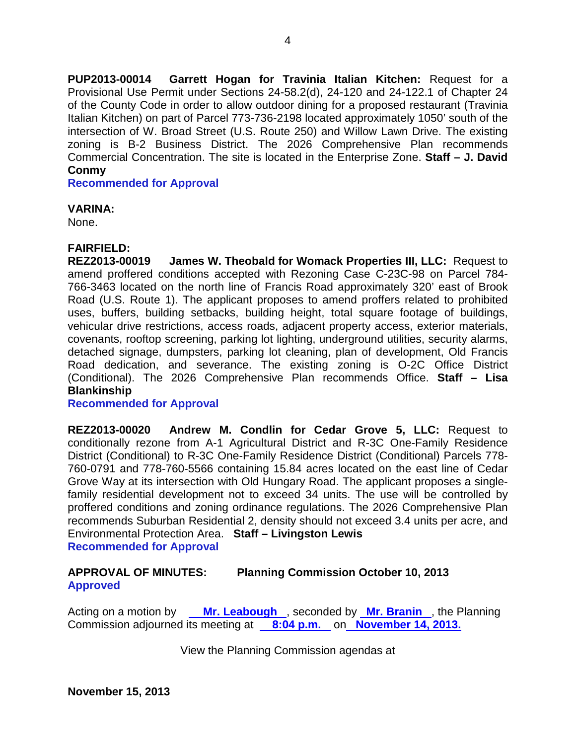**PUP2013-00014 Garrett Hogan for Travinia Italian Kitchen:** Request for a Provisional Use Permit under Sections 24-58.2(d), 24-120 and 24-122.1 of Chapter 24 of the County Code in order to allow outdoor dining for a proposed restaurant (Travinia Italian Kitchen) on part of Parcel 773-736-2198 located approximately 1050' south of the intersection of W. Broad Street (U.S. Route 250) and Willow Lawn Drive. The existing zoning is B-2 Business District. The 2026 Comprehensive Plan recommends Commercial Concentration. The site is located in the Enterprise Zone. **Staff – J. David Conmy**
**Recommended for Approval**

**VARINA:**
None.

**FAIRFIELD:**
**REZ2013-00019 James W. Theobald for Womack Properties III, LLC:** Request to amend proffered conditions accepted with Rezoning Case C-23C-98 on Parcel 784-766-3463 located on the north line of Francis Road approximately 320' east of Brook Road (U.S. Route 1). The applicant proposes to amend proffers related to prohibited uses, buffers, building setbacks, building height, total square footage of buildings, vehicular drive restrictions, access roads, adjacent property access, exterior materials, covenants, rooftop screening, parking lot lighting, underground utilities, security alarms, detached signage, dumpsters, parking lot cleaning, plan of development, Old Francis Road dedication, and severance. The existing zoning is O-2C Office District (Conditional). The 2026 Comprehensive Plan recommends Office. **Staff – Lisa Blankinship**
**Recommended for Approval**

**REZ2013-00020 Andrew M. Condlin for Cedar Grove 5, LLC:** Request to conditionally rezone from A-1 Agricultural District and R-3C One-Family Residence District (Conditional) to R-3C One-Family Residence District (Conditional) Parcels 778-760-0791 and 778-760-5566 containing 15.84 acres located on the east line of Cedar Grove Way at its intersection with Old Hungary Road. The applicant proposes a single-family residential development not to exceed 34 units. The use will be controlled by proffered conditions and zoning ordinance regulations. The 2026 Comprehensive Plan recommends Suburban Residential 2, density should not exceed 3.4 units per acre, and Environmental Protection Area. **Staff – Livingston Lewis**
**Recommended for Approval**

**APPROVAL OF MINUTES: Planning Commission October 10, 2013**
**Approved**

Acting on a motion by **Mr. Leabough**, seconded by **Mr. Branin**, the Planning Commission adjourned its meeting at **8:04 p.m.** on **November 14, 2013.**

View the Planning Commission agendas at

**November 15, 2013**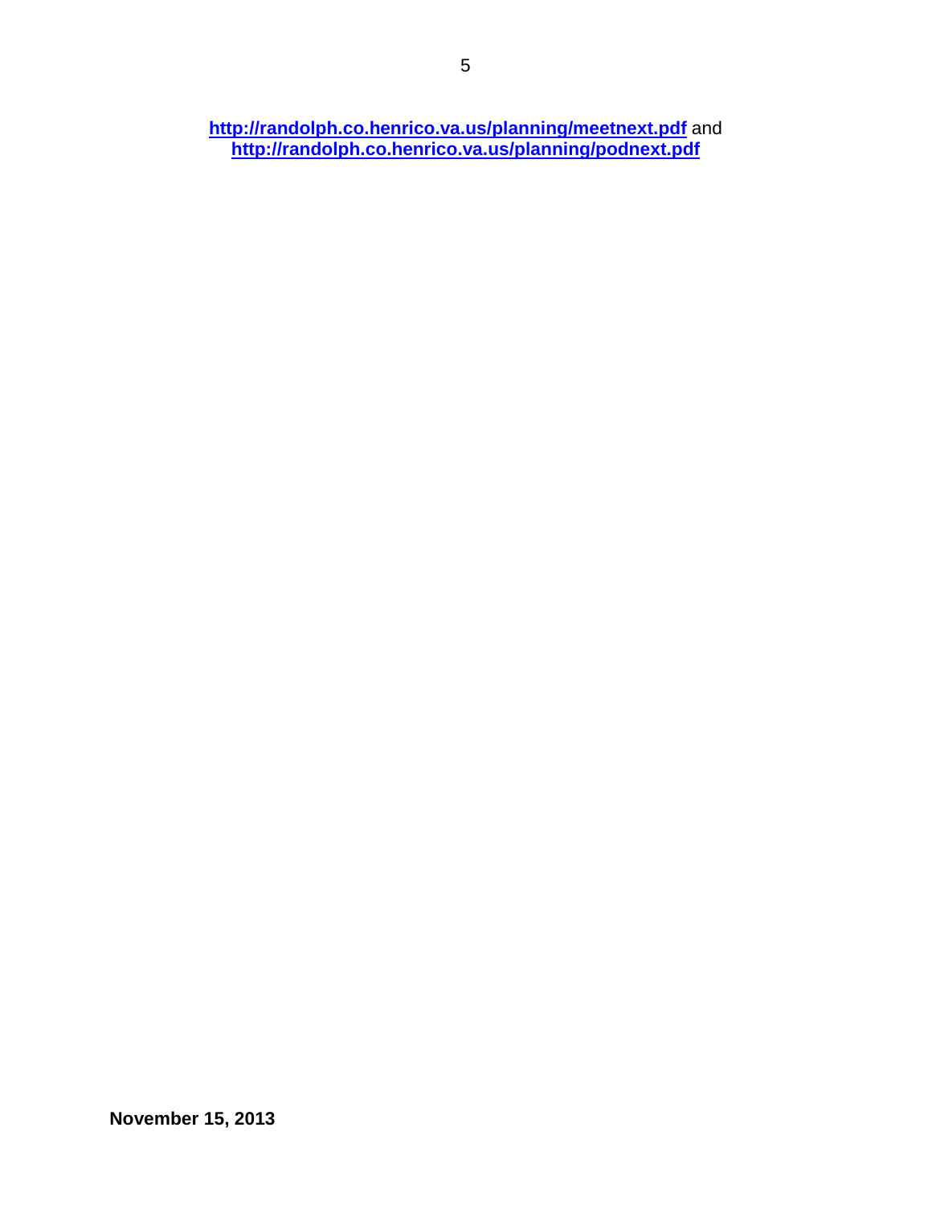**http://randolph.co.henrico.va.us/planning/meetnext.pdf** and **http://randolph.co.henrico.va.us/planning/podnext.pdf**

**November 15, 2013**